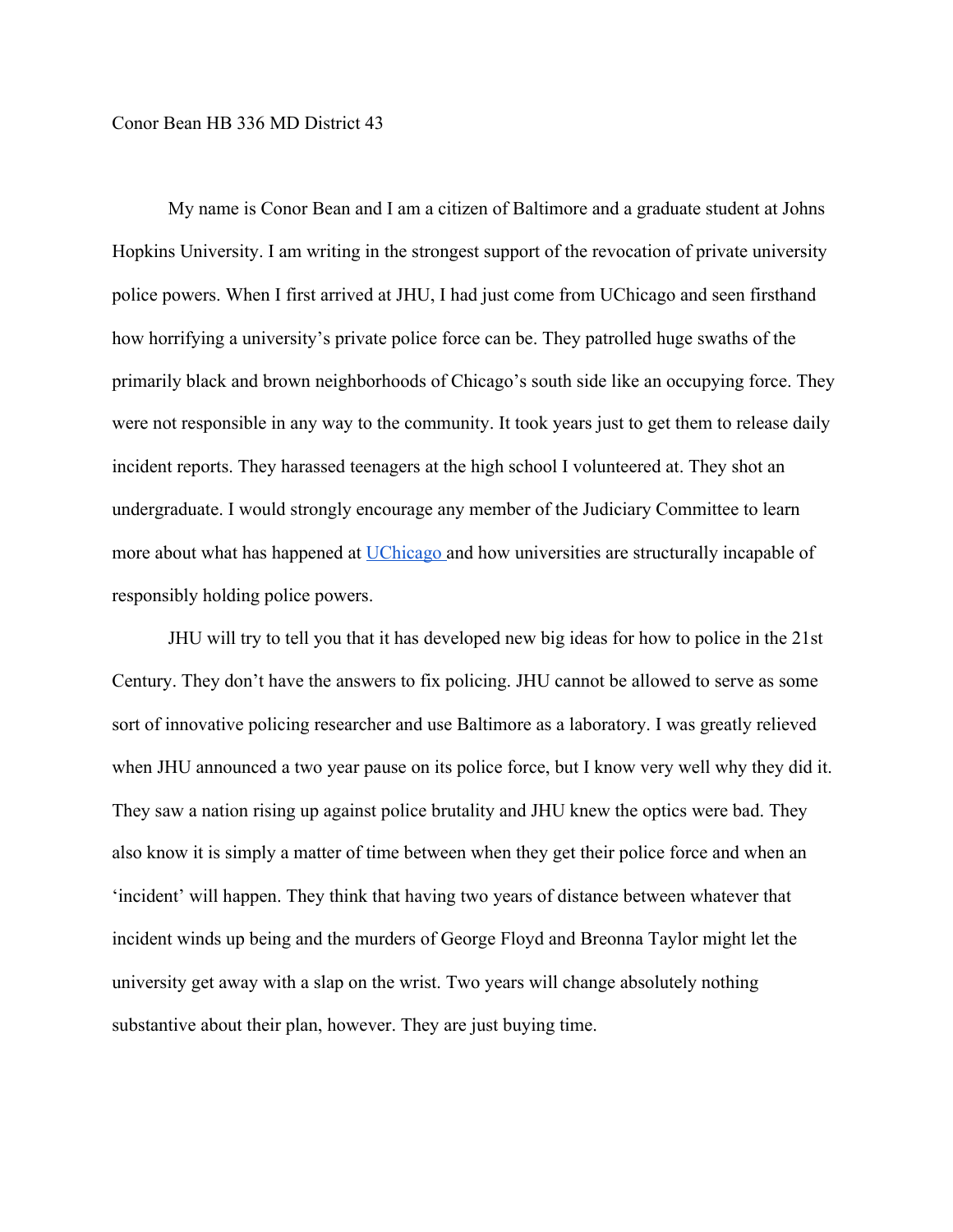Conor Bean HB 336 MD District 43

My name is Conor Bean and I am a citizen of Baltimore and a graduate student at Johns Hopkins University. I am writing in the strongest support of the revocation of private university police powers. When I first arrived at JHU, I had just come from UChicago and seen firsthand how horrifying a university's private police force can be. They patrolled huge swaths of the primarily black and brown neighborhoods of Chicago's south side like an occupying force. They were not responsible in any way to the community. It took years just to get them to release daily incident reports. They harassed teenagers at the high school I volunteered at. They shot an undergraduate. I would strongly encourage any member of the Judiciary Committee to learn more about what has happened at UChicago and how universities are structurally incapable of responsibly holding police powers.

JHU will try to tell you that it has developed new big ideas for how to police in the 21st Century. They don't have the answers to fix policing. JHU cannot be allowed to serve as some sort of innovative policing researcher and use Baltimore as a laboratory. I was greatly relieved when JHU announced a two year pause on its police force, but I know very well why they did it. They saw a nation rising up against police brutality and JHU knew the optics were bad. They also know it is simply a matter of time between when they get their police force and when an 'incident' will happen. They think that having two years of distance between whatever that incident winds up being and the murders of George Floyd and Breonna Taylor might let the university get away with a slap on the wrist. Two years will change absolutely nothing substantive about their plan, however. They are just buying time.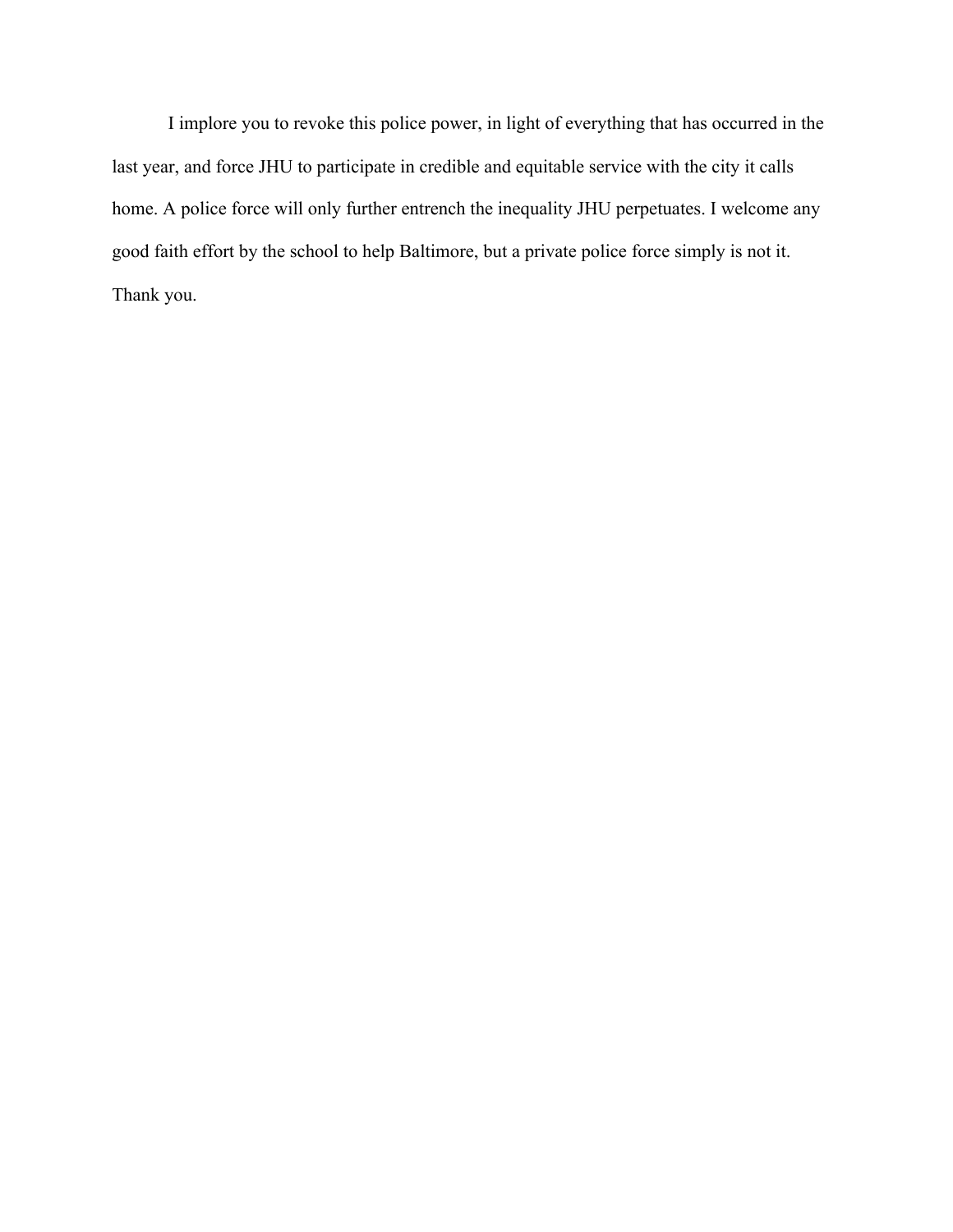I implore you to revoke this police power, in light of everything that has occurred in the last year, and force JHU to participate in credible and equitable service with the city it calls home. A police force will only further entrench the inequality JHU perpetuates. I welcome any good faith effort by the school to help Baltimore, but a private police force simply is not it. Thank you.